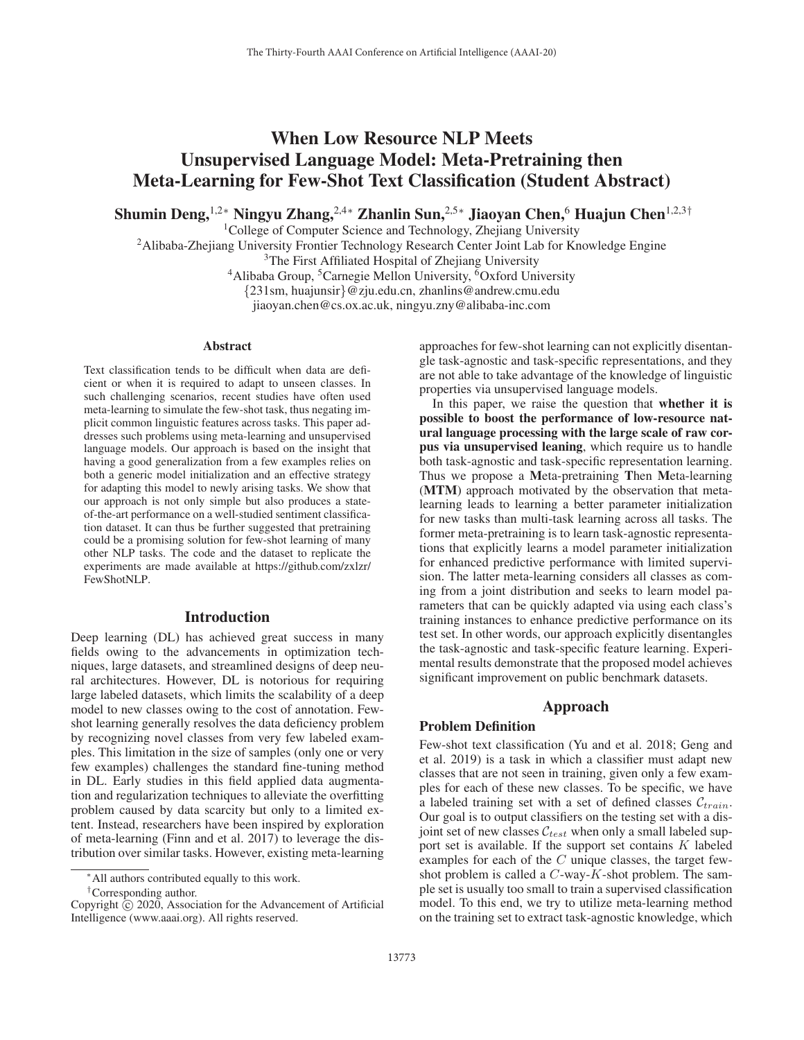# When Low Resource NLP Meets Unsupervised Language Model: Meta-Pretraining then Meta-Learning for Few-Shot Text Classification (Student Abstract)

**Shumin Deng,[1,2]* Ningyu Zhang,[2,4]* Zhanlin Sun,[2,5]* Jiaoyan Chen,[6] Huajun Chen[1,2,3]†**

[1]College of Computer Science and Technology, Zhejiang University
[2]Alibaba-Zhejiang University Frontier Technology Research Center Joint Lab for Knowledge Engine
[3]The First Affiliated Hospital of Zhejiang University
[4]Alibaba Group, [5]Carnegie Mellon University, [6]Oxford University
{231sm, huajunsir}@zju.edu.cn, zhanlins@andrew.cmu.edu
jiaoyan.chen@cs.ox.ac.uk, ningyu.zny@alibaba-inc.com

## Abstract

Text classification tends to be difficult when data are deficient or when it is required to adapt to unseen classes. In such challenging scenarios, recent studies have often used meta-learning to simulate the few-shot task, thus negating implicit common linguistic features across tasks. This paper addresses such problems using meta-learning and unsupervised language models. Our approach is based on the insight that having a good generalization from a few examples relies on both a generic model initialization and an effective strategy for adapting this model to newly arising tasks. We show that our approach is not only simple but also produces a state-of-the-art performance on a well-studied sentiment classification dataset. It can thus be further suggested that pretraining could be a promising solution for few-shot learning of many other NLP tasks. The code and the dataset to replicate the experiments are made available at https://github.com/zxlzr/FewShotNLP.

## Introduction

Deep learning (DL) has achieved great success in many fields owing to the advancements in optimization techniques, large datasets, and streamlined designs of deep neural architectures. However, DL is notorious for requiring large labeled datasets, which limits the scalability of a deep model to new classes owing to the cost of annotation. Few-shot learning generally resolves the data deficiency problem by recognizing novel classes from very few labeled examples. This limitation in the size of samples (only one or very few examples) challenges the standard fine-tuning method in DL. Early studies in this field applied data augmentation and regularization techniques to alleviate the overfitting problem caused by data scarcity but only to a limited extent. Instead, researchers have been inspired by exploration of meta-learning (Finn and et al. 2017) to leverage the distribution over similar tasks. However, existing meta-learning approaches for few-shot learning can not explicitly disentangle task-agnostic and task-specific representations, and they are not able to take advantage of the knowledge of linguistic properties via unsupervised language models.

In this paper, we raise the question that **whether it is possible to boost the performance of low-resource natural language processing with the large scale of raw corpus via unsupervised leaning**, which require us to handle both task-agnostic and task-specific representation learning. Thus we propose a **M**eta-pretraining **T**hen **M**eta-learning (**MTM**) approach motivated by the observation that meta-learning leads to learning a better parameter initialization for new tasks than multi-task learning across all tasks. The former meta-pretraining is to learn task-agnostic representations that explicitly learns a model parameter initialization for enhanced predictive performance with limited supervision. The latter meta-learning considers all classes as coming from a joint distribution and seeks to learn model parameters that can be quickly adapted via using each class's training instances to enhance predictive performance on its test set. In other words, our approach explicitly disentangles the task-agnostic and task-specific feature learning. Experimental results demonstrate that the proposed model achieves significant improvement on public benchmark datasets.

## Approach

### Problem Definition

Few-shot text classification (Yu and et al. 2018; Geng and et al. 2019) is a task in which a classifier must adapt new classes that are not seen in training, given only a few examples for each of these new classes. To be specific, we have a labeled training set with a set of defined classes $\mathcal{C}_{train}$. Our goal is to output classifiers on the testing set with a disjoint set of new classes $\mathcal{C}_{test}$ when only a small labeled support set is available. If the support set contains $K$ labeled examples for each of the $C$ unique classes, the target few-shot problem is called a $C$-way-$K$-shot problem. The sample set is usually too small to train a supervised classification model. To this end, we try to utilize meta-learning method on the training set to extract task-agnostic knowledge, which

*All authors contributed equally to this work.
†Corresponding author.
Copyright © 2020, Association for the Advancement of Artificial Intelligence (www.aaai.org). All rights reserved.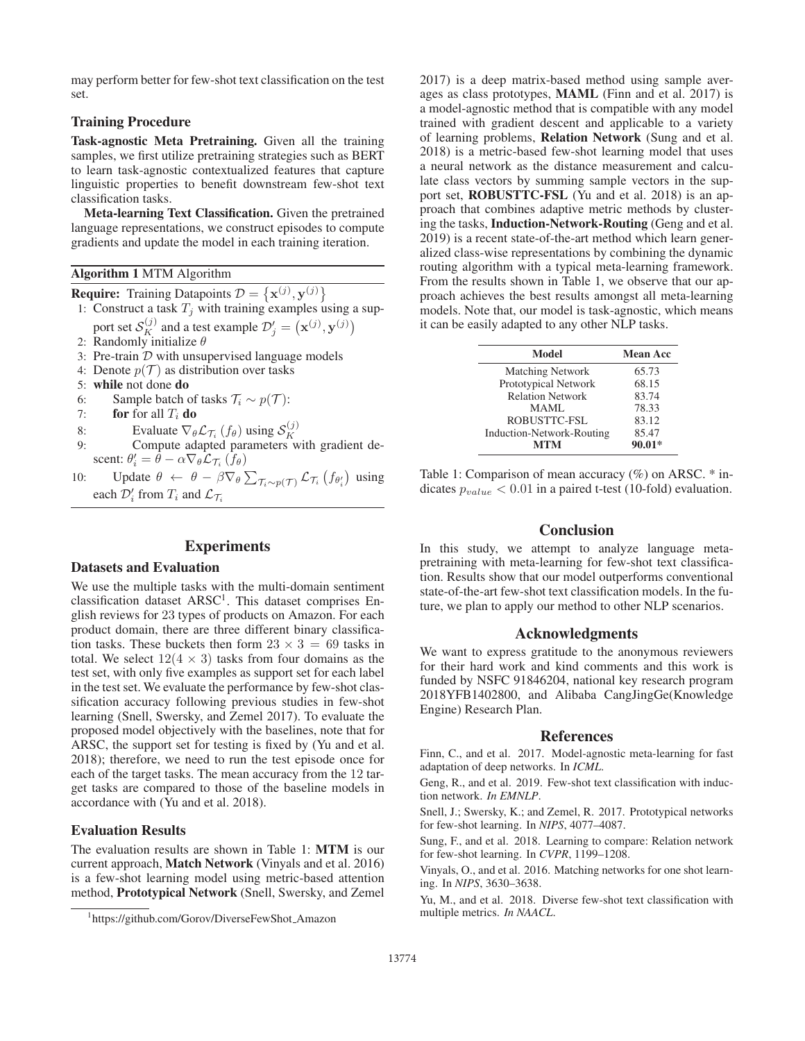may perform better for few-shot text classification on the test set.

### Training Procedure

**Task-agnostic Meta Pretraining.** Given all the training samples, we first utilize pretraining strategies such as BERT to learn task-agnostic contextualized features that capture linguistic properties to benefit downstream few-shot text classification tasks.

**Meta-learning Text Classification.** Given the pretrained language representations, we construct episodes to compute gradients and update the model in each training iteration.

**Algorithm 1** MTM Algorithm

**Require:** Training Datapoints $\mathcal{D} = \{\mathbf{x}^{(j)}, \mathbf{y}^{(j)}\}$

1: Construct a task $T_j$ with training examples using a support set $\mathcal{S}_K^{(j)}$ and a test example $\mathcal{D}'_j = (\mathbf{x}^{(j)}, \mathbf{y}^{(j)})$
2: Randomly initialize $\theta$
3: Pre-train $\mathcal{D}$ with unsupervised language models
4: Denote $p(\mathcal{T})$ as distribution over tasks
5: **while** not done **do**
6: Sample batch of tasks $\mathcal{T}_i \sim p(\mathcal{T})$:
7: **for** for all $T_i$ **do**
8: Evaluate $\nabla_\theta \mathcal{L}_{\mathcal{T}_i}(f_\theta)$ using $\mathcal{S}_K^{(j)}$
9: Compute adapted parameters with gradient descent: $\theta'_i = \theta - \alpha \nabla_\theta \mathcal{L}_{\mathcal{T}_i}(f_\theta)$
10: Update $\theta \leftarrow \theta - \beta \nabla_\theta \sum_{\mathcal{T}_i \sim p(\mathcal{T})} \mathcal{L}_{\mathcal{T}_i}(f_{\theta'_i})$ using each $\mathcal{D}'_i$ from $T_i$ and $\mathcal{L}_{\mathcal{T}_i}$

## Experiments

### Datasets and Evaluation

We use the multiple tasks with the multi-domain sentiment classification dataset ARSC[1]. This dataset comprises English reviews for 23 types of products on Amazon. For each product domain, there are three different binary classification tasks. These buckets then form $23 \times 3 = 69$ tasks in total. We select $12 (4 \times 3)$ tasks from four domains as the test set, with only five examples as support set for each label in the test set. We evaluate the performance by few-shot classification accuracy following previous studies in few-shot learning (Snell, Swersky, and Zemel 2017). To evaluate the proposed model objectively with the baselines, note that for ARSC, the support set for testing is fixed by (Yu and et al. 2018); therefore, we need to run the test episode once for each of the target tasks. The mean accuracy from the 12 target tasks are compared to those of the baseline models in accordance with (Yu and et al. 2018).

### Evaluation Results

The evaluation results are shown in Table 1: **MTM** is our current approach, **Match Network** (Vinyals and et al. 2016) is a few-shot learning model using metric-based attention method, **Prototypical Network** (Snell, Swersky, and Zemel 2017) is a deep matrix-based method using sample averages as class prototypes, **MAML** (Finn and et al. 2017) is a model-agnostic method that is compatible with any model trained with gradient descent and applicable to a variety of learning problems, **Relation Network** (Sung and et al. 2018) is a metric-based few-shot learning model that uses a neural network as the distance measurement and calculate class vectors by summing sample vectors in the support set, **ROBUSTTC-FSL** (Yu and et al. 2018) is an approach that combines adaptive metric methods by clustering the tasks, **Induction-Network-Routing** (Geng and et al. 2019) is a recent state-of-the-art method which learn generalized class-wise representations by combining the dynamic routing algorithm with a typical meta-learning framework. From the results shown in Table 1, we observe that our approach achieves the best results amongst all meta-learning models. Note that, our model is task-agnostic, which means it can be easily adapted to any other NLP tasks.

| Model | Mean Acc |
|---|---|
| Matching Network | 65.73 |
| Prototypical Network | 68.15 |
| Relation Network | 83.74 |
| MAML | 78.33 |
| ROBUSTTC-FSL | 83.12 |
| Induction-Network-Routing | 85.47 |
| **MTM** | **90.01*** |

Table 1: Comparison of mean accuracy (%) on ARSC. * indicates $p_{value} < 0.01$ in a paired t-test (10-fold) evaluation.

## Conclusion

In this study, we attempt to analyze language meta-pretraining with meta-learning for few-shot text classification. Results show that our model outperforms conventional state-of-the-art few-shot text classification models. In the future, we plan to apply our method to other NLP scenarios.

## Acknowledgments

We want to express gratitude to the anonymous reviewers for their hard work and kind comments and this work is funded by NSFC 91846204, national key research program 2018YFB1402800, and Alibaba CangJingGe(Knowledge Engine) Research Plan.

## References

Finn, C., and et al. 2017. Model-agnostic meta-learning for fast adaptation of deep networks. In *ICML*.

Geng, R., and et al. 2019. Few-shot text classification with induction network. *In EMNLP*.

Snell, J.; Swersky, K.; and Zemel, R. 2017. Prototypical networks for few-shot learning. In *NIPS*, 4077–4087.

Sung, F., and et al. 2018. Learning to compare: Relation network for few-shot learning. In *CVPR*, 1199–1208.

Vinyals, O., and et al. 2016. Matching networks for one shot learning. In *NIPS*, 3630–3638.

Yu, M., and et al. 2018. Diverse few-shot text classification with multiple metrics. *In NAACL*.

[1] https://github.com/Gorov/DiverseFewShot_Amazon